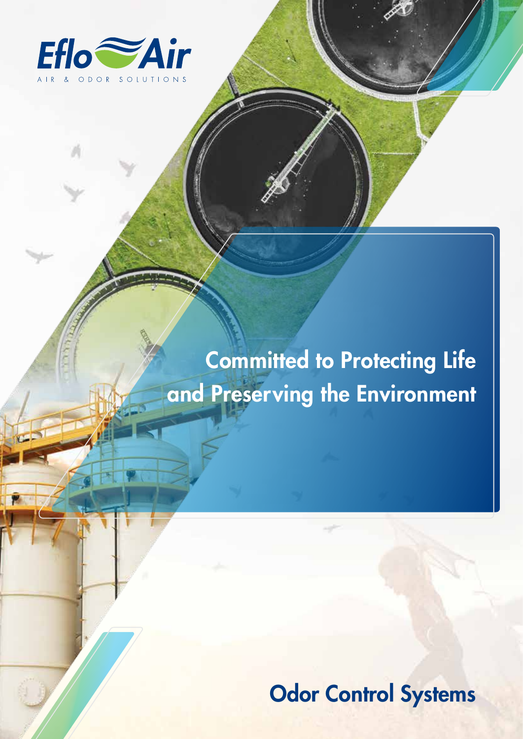EfloAir

AIR & ODOR SOLUTIONS

# Committed to Protecting Life and Preserving the Environment

## Odor Control Systems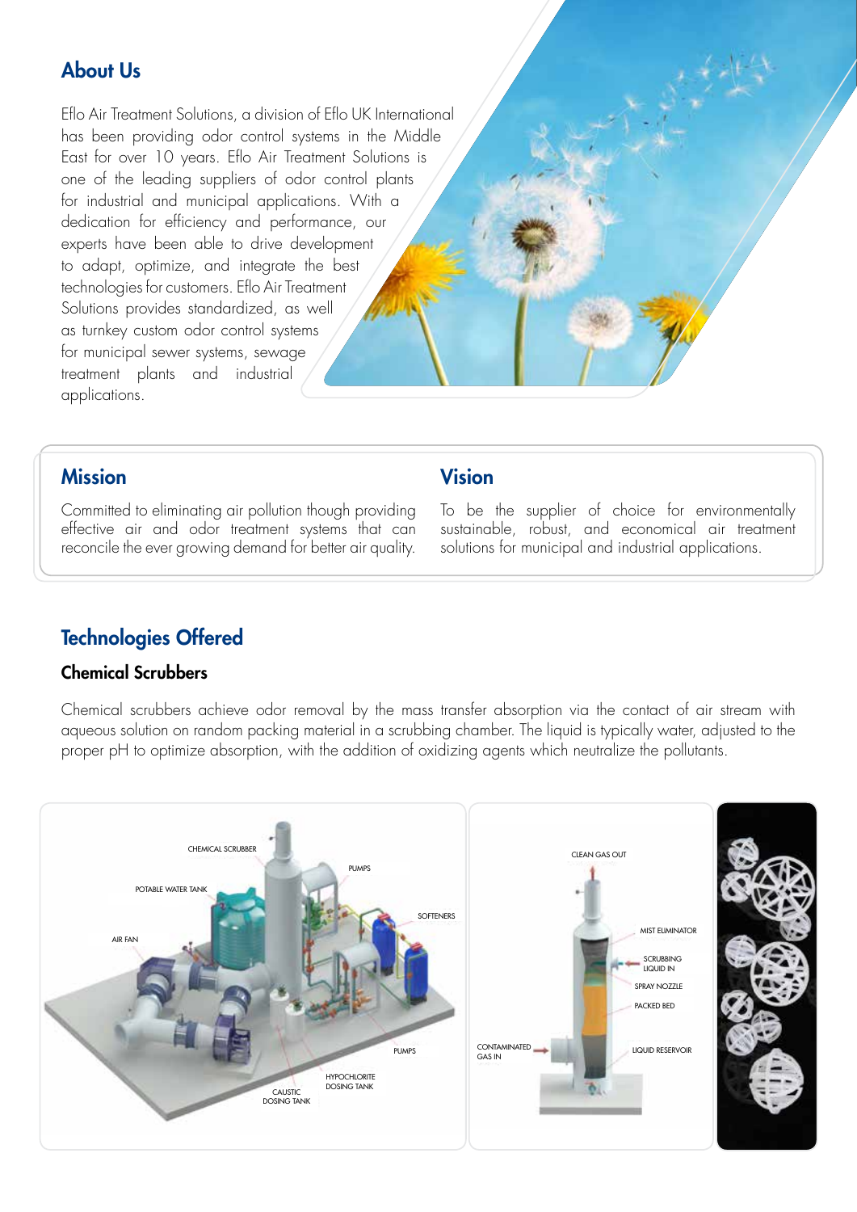## About Us

Eflo Air Treatment Solutions, a division of Eflo UK International has been providing odor control systems in the Middle East for over 10 years. Eflo Air Treatment Solutions is one of the leading suppliers of odor control plants for industrial and municipal applications. With a dedication for efficiency and performance, our experts have been able to drive development to adapt, optimize, and integrate the best technologies for customers. Eflo Air Treatment Solutions provides standardized, as well as turnkey custom odor control systems for municipal sewer systems, sewage treatment plants and industrial applications.

## Mission

Committed to eliminating air pollution though providing effective air and odor treatment systems that can reconcile the ever growing demand for better air quality.

## Vision

To be the supplier of choice for environmentally sustainable, robust, and economical air treatment solutions for municipal and industrial applications.

## Technologies Offered

### Chemical Scrubbers

Chemical scrubbers achieve odor removal by the mass transfer absorption via the contact of air stream with aqueous solution on random packing material in a scrubbing chamber. The liquid is typically water, adjusted to the proper pH to optimize absorption, with the addition of oxidizing agents which neutralize the pollutants.

CHEMICAL SCRUBBER, PUMPS, POTABLE WATER TANK, SOFTENERS, AIR FAN, PUMPS, HYPOCHLORITE DOSING TANK, CAUSTIC DOSING TANK

CLEAN GAS OUT, MIST ELIMINATOR, SCRUBBING LIQUID IN, SPRAY NOZZLE, PACKED BED, CONTAMINATED GAS IN, LIQUID RESERVOIR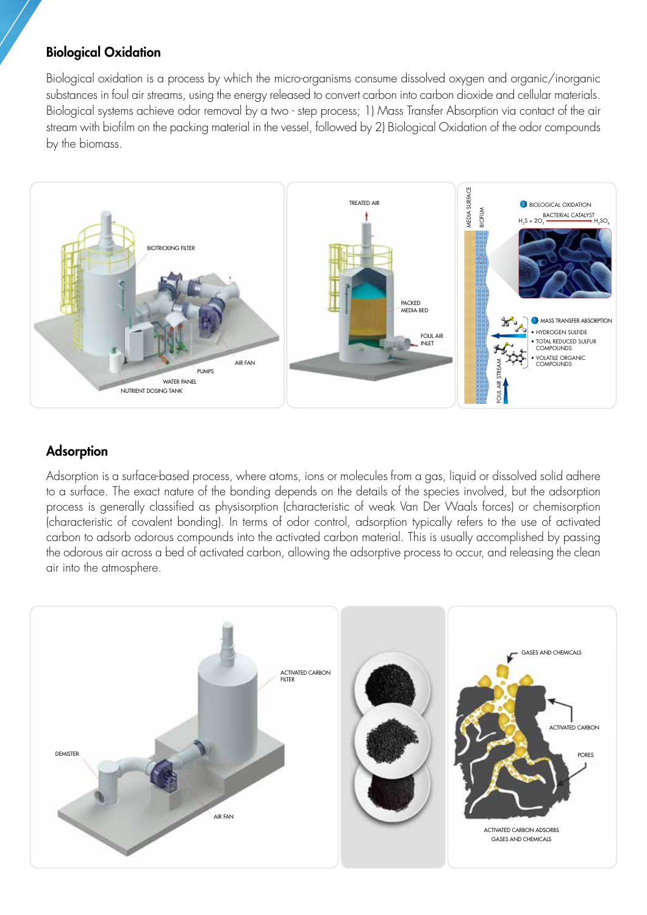## Biological Oxidation

Biological oxidation is a process by which the micro-organisms consume dissolved oxygen and organic/inorganic substances in foul air streams, using the energy released to convert carbon into carbon dioxide and cellular materials. Biological systems achieve odor removal by a two - step process; 1) Mass Transfer Absorption via contact of the air stream with biofilm on the packing material in the vessel, followed by 2) Biological Oxidation of the odor compounds by the biomass.

BIOTRICKING FILTER

AIR FAN

PUMPS

WATER PANEL

NUTRIENT DOSING TANK

TREATED AIR

PACKED MEDIA BED

FOUL AIR INLET

MEDIA SURFACE

BIOFILM

FOUL AIR STREAM

2 BIOLOGICAL OXIDATION

BACTERIAL CATALYST

$H_2S + 2O_2 \rightarrow H_2SO_4$

1 MASS TRANSFER ABSORPTION

- HYDROGEN SULFIDE
- TOTAL REDUCED SULFUR COMPOUNDS
- VOLATILE ORGANIC COMPOUNDS

## Adsorption

Adsorption is a surface-based process, where atoms, ions or molecules from a gas, liquid or dissolved solid adhere to a surface. The exact nature of the bonding depends on the details of the species involved, but the adsorption process is generally classified as physisorption (characteristic of weak Van Der Waals forces) or chemisorption (characteristic of covalent bonding). In terms of odor control, adsorption typically refers to the use of activated carbon to adsorb odorous compounds into the activated carbon material. This is usually accomplished by passing the odorous air across a bed of activated carbon, allowing the adsorptive process to occur, and releasing the clean air into the atmosphere.

ACTIVATED CARBON FILTER

DEMISTER

AIR FAN

GASES AND CHEMICALS

ACTIVATED CARBON

PORES

ACTIVATED CARBON ADSORBS GASES AND CHEMICALS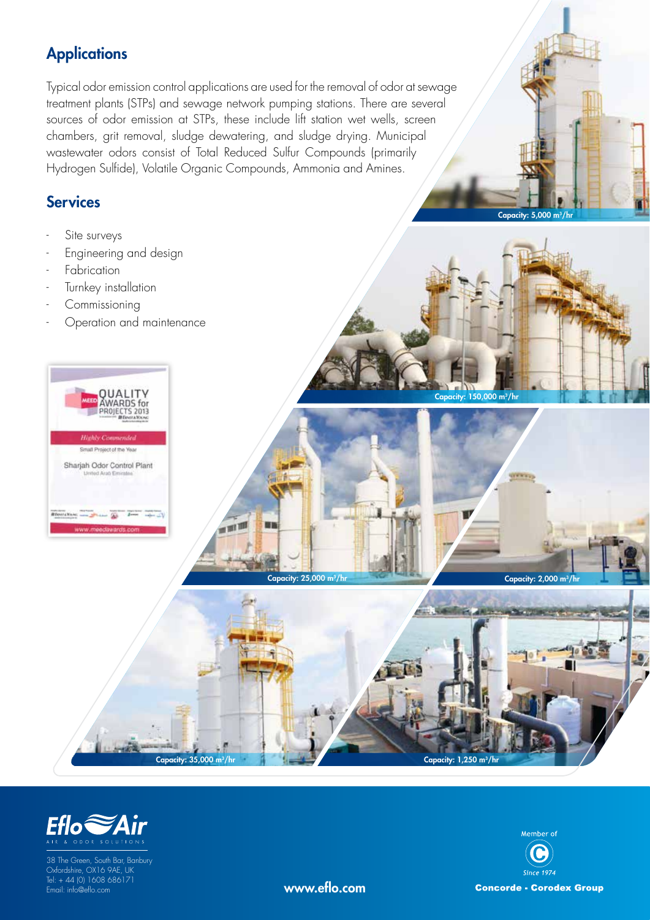## Applications

Typical odor emission control applications are used for the removal of odor at sewage treatment plants (STPs) and sewage network pumping stations. There are several sources of odor emission at STPs, these include lift station wet wells, screen chambers, grit removal, sludge dewatering, and sludge drying. Municipal wastewater odors consist of Total Reduced Sulfur Compounds (primarily Hydrogen Sulfide), Volatile Organic Compounds, Ammonia and Amines.

## Services

- Site surveys
- Engineering and design
- Fabrication
- Turnkey installation
- Commissioning
- Operation and maintenance

MEED QUALITY AWARDS for PROJECTS 2013

Highly Commended

Small Project of the Year

Sharjah Odor Control Plant

United Arab Emirates

www.meedawards.com

Capacity: 5,000 m³/hr

Capacity: 150,000 m³/hr

Capacity: 25,000 m³/hr

Capacity: 2,000 m³/hr

Capacity: 35,000 m³/hr

Capacity: 1,250 m³/hr

EfloAir

AIR & ODOR SOLUTIONS

38 The Green, South Bar, Banbury
Oxfordshire, OX16 9AE, UK
Tel: + 44 (0) 1608 686171
Email: info@eflo.com

www.eflo.com

Member of

Since 1974

Concorde - Corodex Group